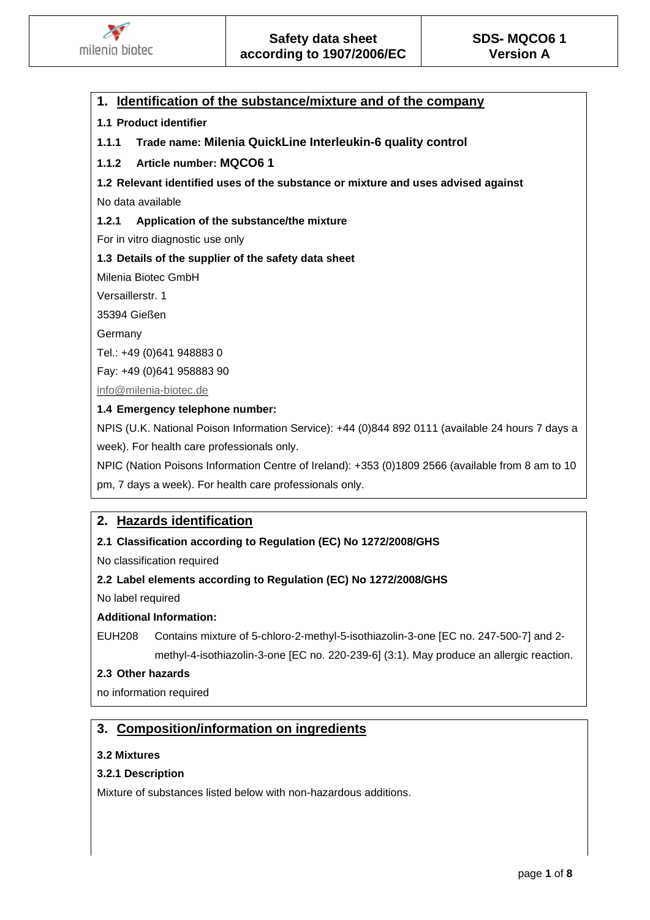## 1. Identification of the substance/mixture and of the company

**1.1 Product identifier**

**1.1.1 Trade name: Milenia QuickLine Interleukin-6 quality control**

**1.1.2 Article number: MQCO6 1**

**1.2 Relevant identified uses of the substance or mixture and uses advised against**

No data available

**1.2.1 Application of the substance/the mixture**

For in vitro diagnostic use only

**1.3 Details of the supplier of the safety data sheet**

Milenia Biotec GmbH

Versaillerstr. 1

35394 Gießen

Germany

Tel.: +49 (0)641 948883 0

Fay: +49 (0)641 958883 90

info@milenia-biotec.de

**1.4 Emergency telephone number:**

NPIS (U.K. National Poison Information Service): +44 (0)844 892 0111 (available 24 hours 7 days a week). For health care professionals only.

NPIC (Nation Poisons Information Centre of Ireland): +353 (0)1809 2566 (available from 8 am to 10 pm, 7 days a week). For health care professionals only.

## 2. Hazards identification

**2.1 Classification according to Regulation (EC) No 1272/2008/GHS**

No classification required

**2.2 Label elements according to Regulation (EC) No 1272/2008/GHS**

No label required

**Additional Information:**

EUH208 Contains mixture of 5-chloro-2-methyl-5-isothiazolin-3-one [EC no. 247-500-7] and 2-methyl-4-isothiazolin-3-one [EC no. 220-239-6] (3:1). May produce an allergic reaction.

**2.3 Other hazards**

no information required

## 3. Composition/information on ingredients

**3.2 Mixtures**

**3.2.1 Description**

Mixture of substances listed below with non-hazardous additions.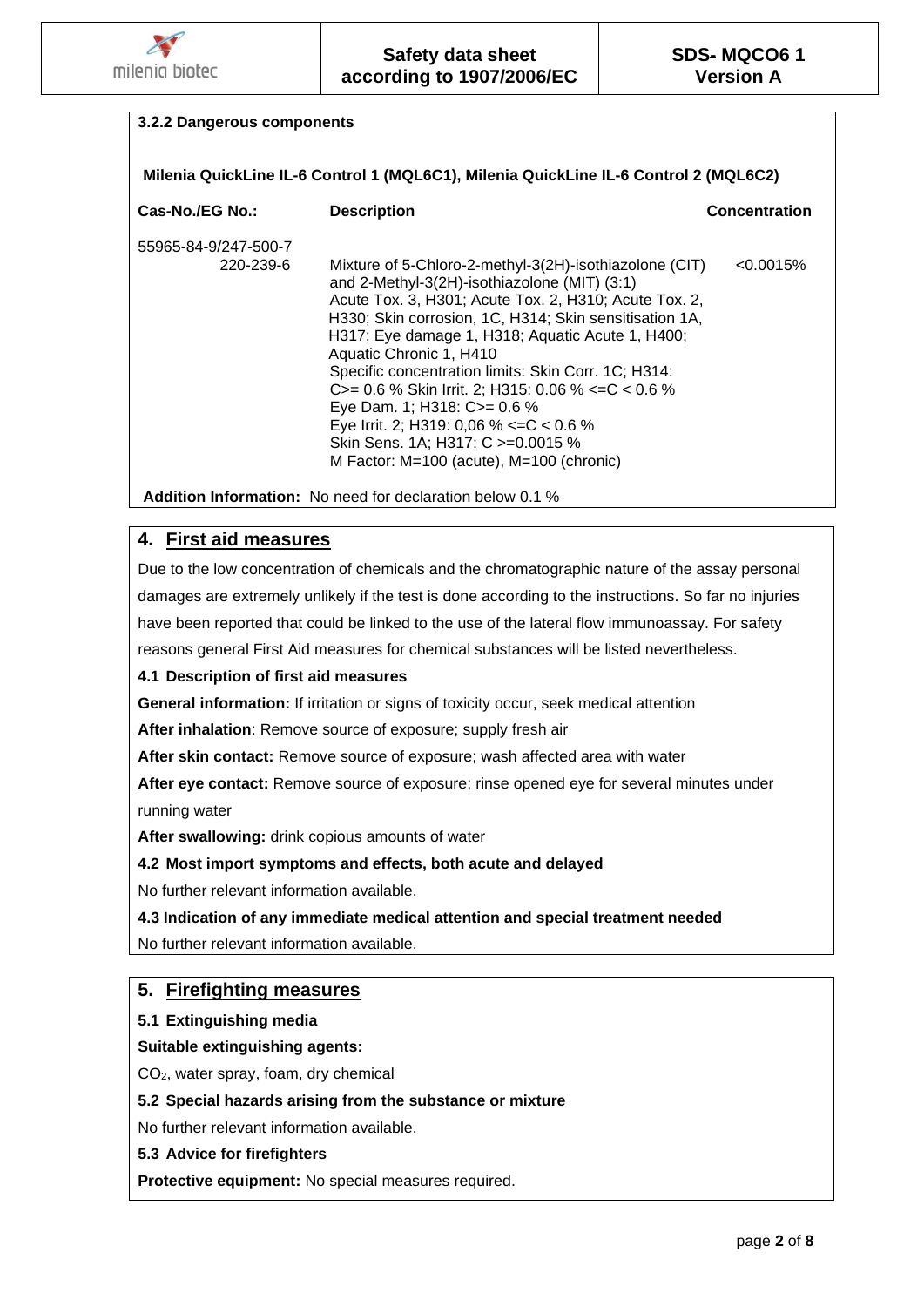#### 3.2.2 Dangerous components

**Milenia QuickLine IL-6 Control 1 (MQL6C1), Milenia QuickLine IL-6 Control 2 (MQL6C2)**

| Cas-No./EG No.: | Description | Concentration |
| --- | --- | --- |
| 55965-84-9/247-500-7 220-239-6 | Mixture of 5-Chloro-2-methyl-3(2H)-isothiazolone (CIT) and 2-Methyl-3(2H)-isothiazolone (MIT) (3:1) Acute Tox. 3, H301; Acute Tox. 2, H310; Acute Tox. 2, H330; Skin corrosion, 1C, H314; Skin sensitisation 1A, H317; Eye damage 1, H318; Aquatic Acute 1, H400; Aquatic Chronic 1, H410 Specific concentration limits: Skin Corr. 1C; H314: C>= 0.6 % Skin Irrit. 2; H315: 0.06 % <=C < 0.6 % Eye Dam. 1; H318: C>= 0.6 % Eye Irrit. 2; H319: 0,06 % <=C < 0.6 % Skin Sens. 1A; H317: C >=0.0015 % M Factor: M=100 (acute), M=100 (chronic) | <0.0015% |

**Addition Information:** No need for declaration below 0.1 %

## 4. First aid measures

Due to the low concentration of chemicals and the chromatographic nature of the assay personal damages are extremely unlikely if the test is done according to the instructions. So far no injuries have been reported that could be linked to the use of the lateral flow immunoassay. For safety reasons general First Aid measures for chemical substances will be listed nevertheless.

### 4.1 Description of first aid measures

**General information:** If irritation or signs of toxicity occur, seek medical attention

**After inhalation**: Remove source of exposure; supply fresh air

**After skin contact:** Remove source of exposure; wash affected area with water

**After eye contact:** Remove source of exposure; rinse opened eye for several minutes under running water

**After swallowing:** drink copious amounts of water

### 4.2 Most import symptoms and effects, both acute and delayed

No further relevant information available.

### 4.3 Indication of any immediate medical attention and special treatment needed

No further relevant information available.

## 5. Firefighting measures

### 5.1 Extinguishing media

**Suitable extinguishing agents:**

$CO_2$, water spray, foam, dry chemical

### 5.2 Special hazards arising from the substance or mixture

No further relevant information available.

### 5.3 Advice for firefighters

**Protective equipment:** No special measures required.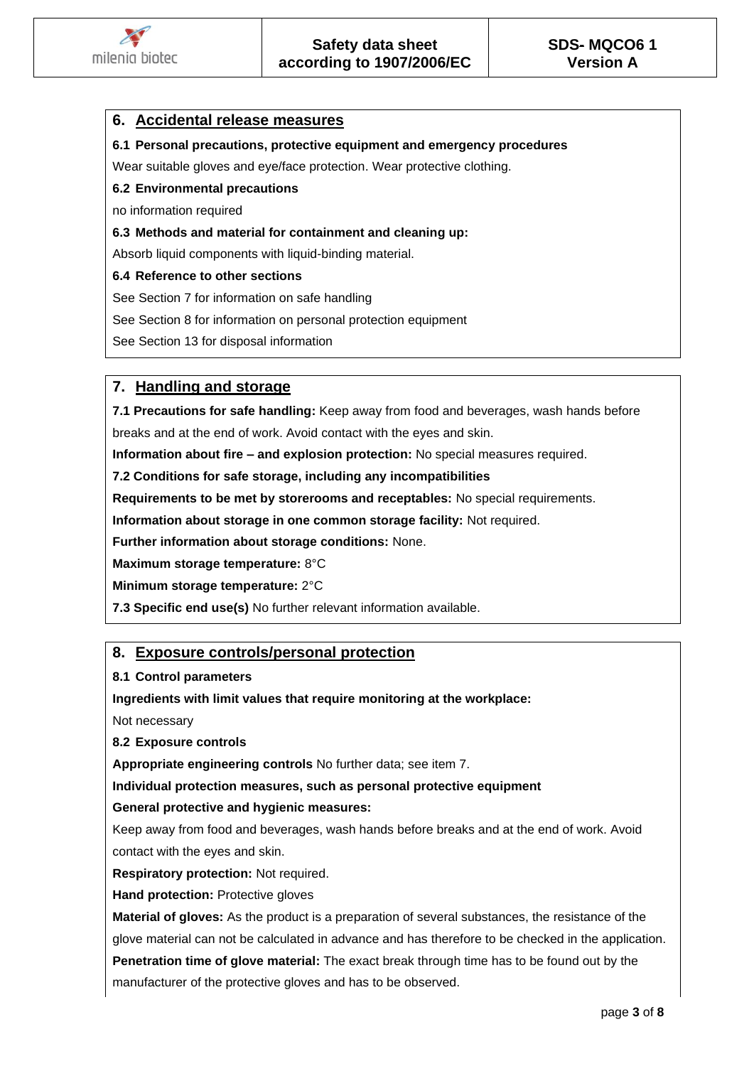## 6. Accidental release measures

**6.1 Personal precautions, protective equipment and emergency procedures**

Wear suitable gloves and eye/face protection. Wear protective clothing.

**6.2 Environmental precautions**

no information required

**6.3 Methods and material for containment and cleaning up:**

Absorb liquid components with liquid-binding material.

**6.4 Reference to other sections**

See Section 7 for information on safe handling

See Section 8 for information on personal protection equipment

See Section 13 for disposal information

## 7. Handling and storage

**7.1 Precautions for safe handling:** Keep away from food and beverages, wash hands before breaks and at the end of work. Avoid contact with the eyes and skin.

**Information about fire – and explosion protection:** No special measures required.

**7.2 Conditions for safe storage, including any incompatibilities**

**Requirements to be met by storerooms and receptables:** No special requirements.

**Information about storage in one common storage facility:** Not required.

**Further information about storage conditions:** None.

**Maximum storage temperature:** 8°C

**Minimum storage temperature:** 2°C

**7.3 Specific end use(s)** No further relevant information available.

## 8. Exposure controls/personal protection

**8.1 Control parameters**

**Ingredients with limit values that require monitoring at the workplace:**

Not necessary

**8.2 Exposure controls**

**Appropriate engineering controls** No further data; see item 7.

**Individual protection measures, such as personal protective equipment**

**General protective and hygienic measures:**

Keep away from food and beverages, wash hands before breaks and at the end of work. Avoid contact with the eyes and skin.

**Respiratory protection:** Not required.

**Hand protection:** Protective gloves

**Material of gloves:** As the product is a preparation of several substances, the resistance of the glove material can not be calculated in advance and has therefore to be checked in the application.

**Penetration time of glove material:** The exact break through time has to be found out by the manufacturer of the protective gloves and has to be observed.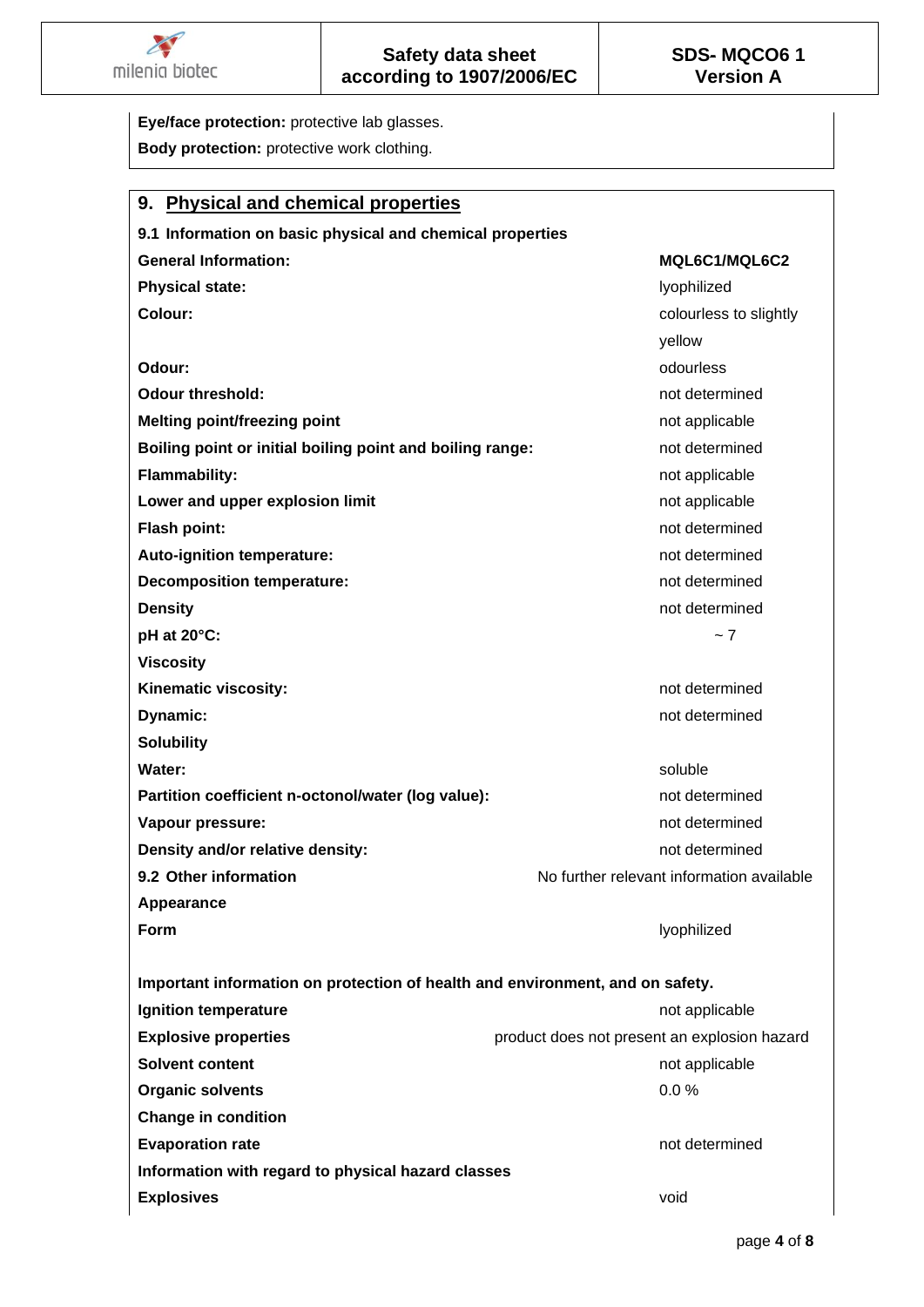**Eye/face protection:** protective lab glasses.

**Body protection:** protective work clothing.

## 9. Physical and chemical properties

**9.1 Information on basic physical and chemical properties**

| | |
|---|---|
| **General Information:** | **MQL6C1/MQL6C2** |
| **Physical state:** | lyophilized |
| **Colour:** | colourless to slightly yellow |
| **Odour:** | odourless |
| **Odour threshold:** | not determined |
| **Melting point/freezing point** | not applicable |
| **Boiling point or initial boiling point and boiling range:** | not determined |
| **Flammability:** | not applicable |
| **Lower and upper explosion limit** | not applicable |
| **Flash point:** | not determined |
| **Auto-ignition temperature:** | not determined |
| **Decomposition temperature:** | not determined |
| **Density** | not determined |
| **pH at 20°C:** | ~ 7 |
| **Viscosity** | |
| **Kinematic viscosity:** | not determined |
| **Dynamic:** | not determined |
| **Solubility** | |
| **Water:** | soluble |
| **Partition coefficient n-octonol/water (log value):** | not determined |
| **Vapour pressure:** | not determined |
| **Density and/or relative density:** | not determined |
| **9.2 Other information** | No further relevant information available |
| **Appearance** | |
| **Form** | lyophilized |

**Important information on protection of health and environment, and on safety.**

| | |
|---|---|
| **Ignition temperature** | not applicable |
| **Explosive properties** | product does not present an explosion hazard |
| **Solvent content** | not applicable |
| **Organic solvents** | 0.0 % |
| **Change in condition** | |
| **Evaporation rate** | not determined |
| **Information with regard to physical hazard classes** | |
| **Explosives** | void |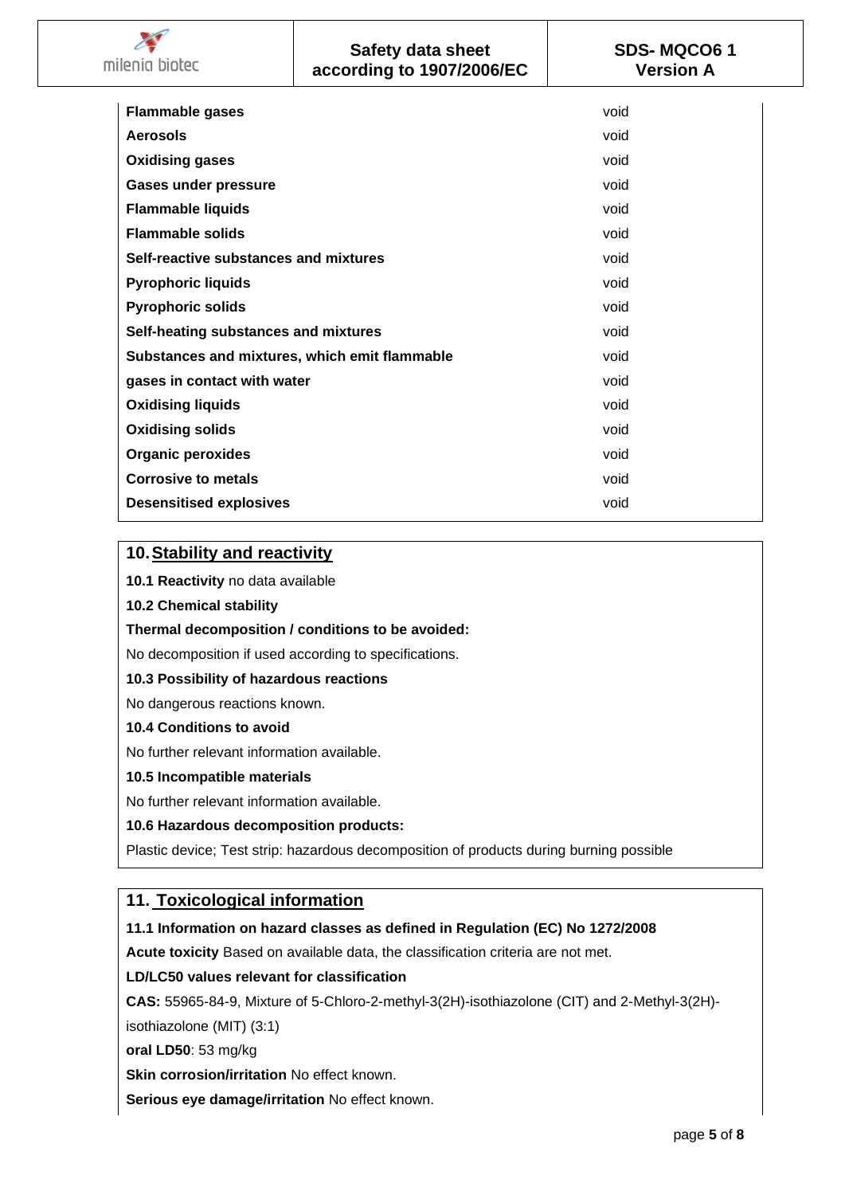| | |
|---|---|
| **Flammable gases** | void |
| **Aerosols** | void |
| **Oxidising gases** | void |
| **Gases under pressure** | void |
| **Flammable liquids** | void |
| **Flammable solids** | void |
| **Self-reactive substances and mixtures** | void |
| **Pyrophoric liquids** | void |
| **Pyrophoric solids** | void |
| **Self-heating substances and mixtures** | void |
| **Substances and mixtures, which emit flammable** | void |
| **gases in contact with water** | void |
| **Oxidising liquids** | void |
| **Oxidising solids** | void |
| **Organic peroxides** | void |
| **Corrosive to metals** | void |
| **Desensitised explosives** | void |

## 10. Stability and reactivity

**10.1 Reactivity** no data available

**10.2 Chemical stability**

**Thermal decomposition / conditions to be avoided:**

No decomposition if used according to specifications.

**10.3 Possibility of hazardous reactions**

No dangerous reactions known.

**10.4 Conditions to avoid**

No further relevant information available.

**10.5 Incompatible materials**

No further relevant information available.

**10.6 Hazardous decomposition products:**

Plastic device; Test strip: hazardous decomposition of products during burning possible

## 11. Toxicological information

**11.1 Information on hazard classes as defined in Regulation (EC) No 1272/2008**

**Acute toxicity** Based on available data, the classification criteria are not met.

**LD/LC50 values relevant for classification**

**CAS:** 55965-84-9, Mixture of 5-Chloro-2-methyl-3(2H)-isothiazolone (CIT) and 2-Methyl-3(2H)-isothiazolone (MIT) (3:1)

**oral LD50**: 53 mg/kg

**Skin corrosion/irritation** No effect known.

**Serious eye damage/irritation** No effect known.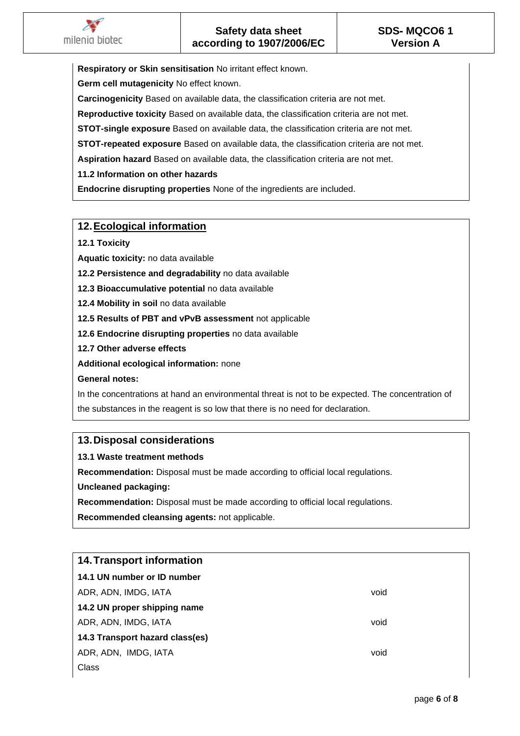**Respiratory or Skin sensitisation** No irritant effect known.

**Germ cell mutagenicity** No effect known.

**Carcinogenicity** Based on available data, the classification criteria are not met.

**Reproductive toxicity** Based on available data, the classification criteria are not met.

**STOT-single exposure** Based on available data, the classification criteria are not met.

**STOT-repeated exposure** Based on available data, the classification criteria are not met.

**Aspiration hazard** Based on available data, the classification criteria are not met.

**11.2 Information on other hazards**

**Endocrine disrupting properties** None of the ingredients are included.

## 12. Ecological information

**12.1 Toxicity**

**Aquatic toxicity:** no data available

**12.2 Persistence and degradability** no data available

**12.3 Bioaccumulative potential** no data available

**12.4 Mobility in soil** no data available

**12.5 Results of PBT and vPvB assessment** not applicable

**12.6 Endocrine disrupting properties** no data available

**12.7 Other adverse effects**

**Additional ecological information:** none

**General notes:**

In the concentrations at hand an environmental threat is not to be expected. The concentration of the substances in the reagent is so low that there is no need for declaration.

## 13. Disposal considerations

**13.1 Waste treatment methods**

**Recommendation:** Disposal must be made according to official local regulations.

**Uncleaned packaging:**

**Recommendation:** Disposal must be made according to official local regulations.

**Recommended cleansing agents:** not applicable.

## 14. Transport information

**14.1 UN number or ID number**

ADR, ADN, IMDG, IATA — void

**14.2 UN proper shipping name**

ADR, ADN, IMDG, IATA — void

**14.3 Transport hazard class(es)**

ADR, ADN, IMDG, IATA — void

Class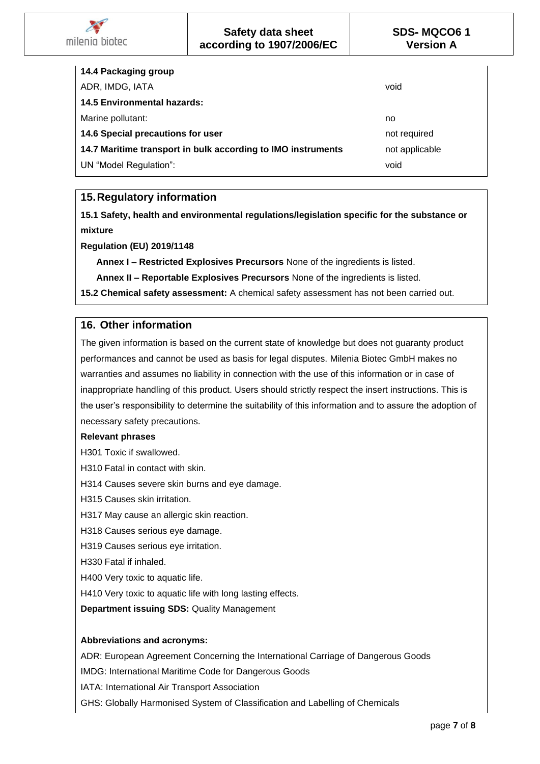| **14.4 Packaging group** | |
|---|---|
| ADR, IMDG, IATA | void |
| **14.5 Environmental hazards:** | |
| Marine pollutant: | no |
| **14.6 Special precautions for user** | not required |
| **14.7 Maritime transport in bulk according to IMO instruments** | not applicable |
| UN "Model Regulation": | void |

## 15. Regulatory information

**15.1 Safety, health and environmental regulations/legislation specific for the substance or mixture**

**Regulation (EU) 2019/1148**

**Annex I – Restricted Explosives Precursors** None of the ingredients is listed.

**Annex II – Reportable Explosives Precursors** None of the ingredients is listed.

**15.2 Chemical safety assessment:** A chemical safety assessment has not been carried out.

## 16. Other information

The given information is based on the current state of knowledge but does not guaranty product performances and cannot be used as basis for legal disputes. Milenia Biotec GmbH makes no warranties and assumes no liability in connection with the use of this information or in case of inappropriate handling of this product. Users should strictly respect the insert instructions. This is the user's responsibility to determine the suitability of this information and to assure the adoption of necessary safety precautions.

**Relevant phrases**

H301 Toxic if swallowed.
H310 Fatal in contact with skin.
H314 Causes severe skin burns and eye damage.
H315 Causes skin irritation.
H317 May cause an allergic skin reaction.
H318 Causes serious eye damage.
H319 Causes serious eye irritation.
H330 Fatal if inhaled.
H400 Very toxic to aquatic life.
H410 Very toxic to aquatic life with long lasting effects.

**Department issuing SDS:** Quality Management

**Abbreviations and acronyms:**

ADR: European Agreement Concerning the International Carriage of Dangerous Goods
IMDG: International Maritime Code for Dangerous Goods
IATA: International Air Transport Association
GHS: Globally Harmonised System of Classification and Labelling of Chemicals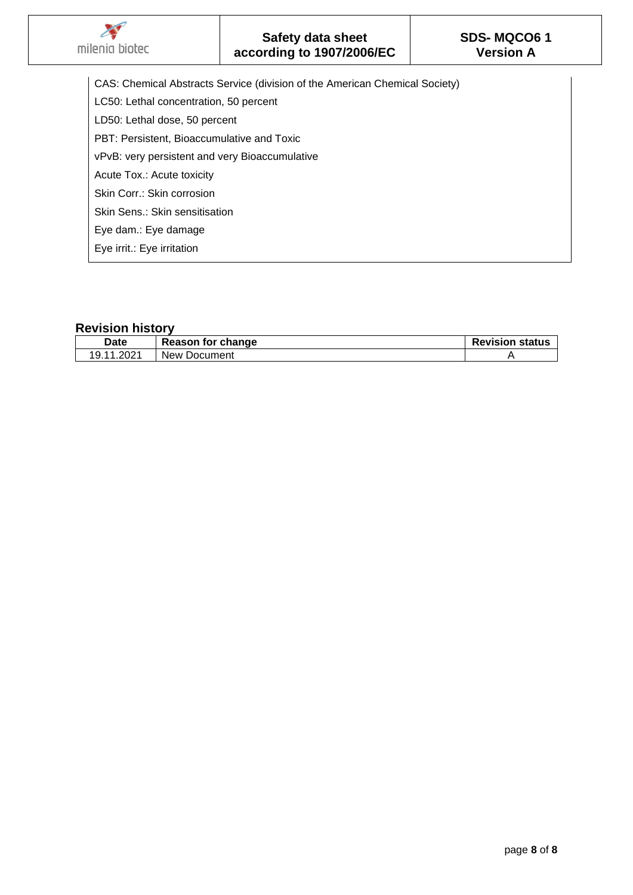CAS: Chemical Abstracts Service (division of the American Chemical Society)

LC50: Lethal concentration, 50 percent

LD50: Lethal dose, 50 percent

PBT: Persistent, Bioaccumulative and Toxic

vPvB: very persistent and very Bioaccumulative

Acute Tox.: Acute toxicity

Skin Corr.: Skin corrosion

Skin Sens.: Skin sensitisation

Eye dam.: Eye damage

Eye irrit.: Eye irritation

## Revision history

| Date | Reason for change | Revision status |
|---|---|---|
| 19.11.2021 | New Document | A |